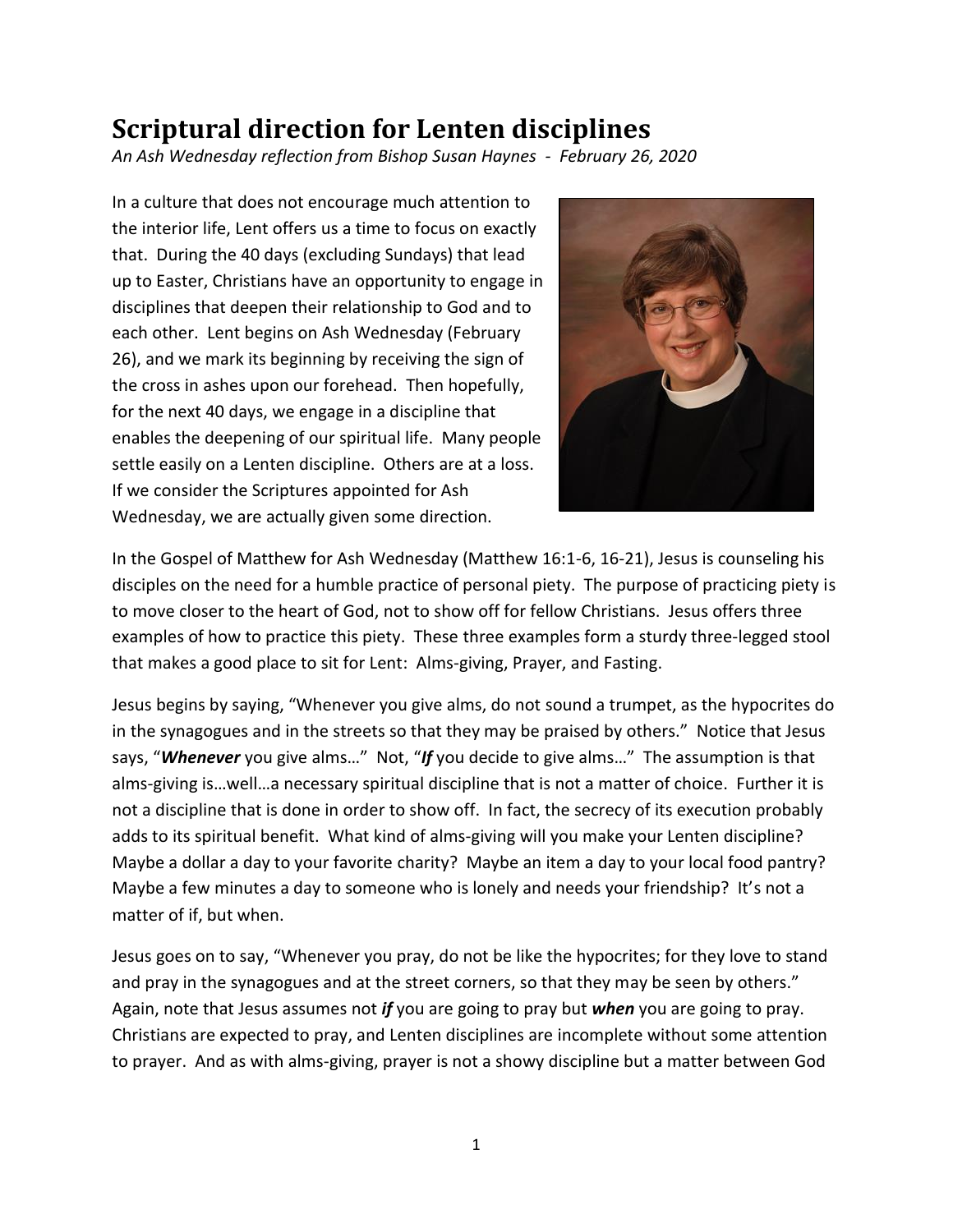# Scriptural direction for Lenten disciplines

*An Ash Wednesday reflection from Bishop Susan Haynes - February 26, 2020*

In a culture that does not encourage much attention to the interior life, Lent offers us a time to focus on exactly that. During the 40 days (excluding Sundays) that lead up to Easter, Christians have an opportunity to engage in disciplines that deepen their relationship to God and to each other. Lent begins on Ash Wednesday (February 26), and we mark its beginning by receiving the sign of the cross in ashes upon our forehead. Then hopefully, for the next 40 days, we engage in a discipline that enables the deepening of our spiritual life. Many people settle easily on a Lenten discipline. Others are at a loss. If we consider the Scriptures appointed for Ash Wednesday, we are actually given some direction.

In the Gospel of Matthew for Ash Wednesday (Matthew 16:1-6, 16-21), Jesus is counseling his disciples on the need for a humble practice of personal piety. The purpose of practicing piety is to move closer to the heart of God, not to show off for fellow Christians. Jesus offers three examples of how to practice this piety. These three examples form a sturdy three-legged stool that makes a good place to sit for Lent: Alms-giving, Prayer, and Fasting.

Jesus begins by saying, "Whenever you give alms, do not sound a trumpet, as the hypocrites do in the synagogues and in the streets so that they may be praised by others." Notice that Jesus says, "***Whenever*** you give alms…" Not, "***If*** you decide to give alms…" The assumption is that alms-giving is…well…a necessary spiritual discipline that is not a matter of choice. Further it is not a discipline that is done in order to show off. In fact, the secrecy of its execution probably adds to its spiritual benefit. What kind of alms-giving will you make your Lenten discipline? Maybe a dollar a day to your favorite charity? Maybe an item a day to your local food pantry? Maybe a few minutes a day to someone who is lonely and needs your friendship? It's not a matter of if, but when.

Jesus goes on to say, "Whenever you pray, do not be like the hypocrites; for they love to stand and pray in the synagogues and at the street corners, so that they may be seen by others." Again, note that Jesus assumes not ***if*** you are going to pray but ***when*** you are going to pray. Christians are expected to pray, and Lenten disciplines are incomplete without some attention to prayer. And as with alms-giving, prayer is not a showy discipline but a matter between God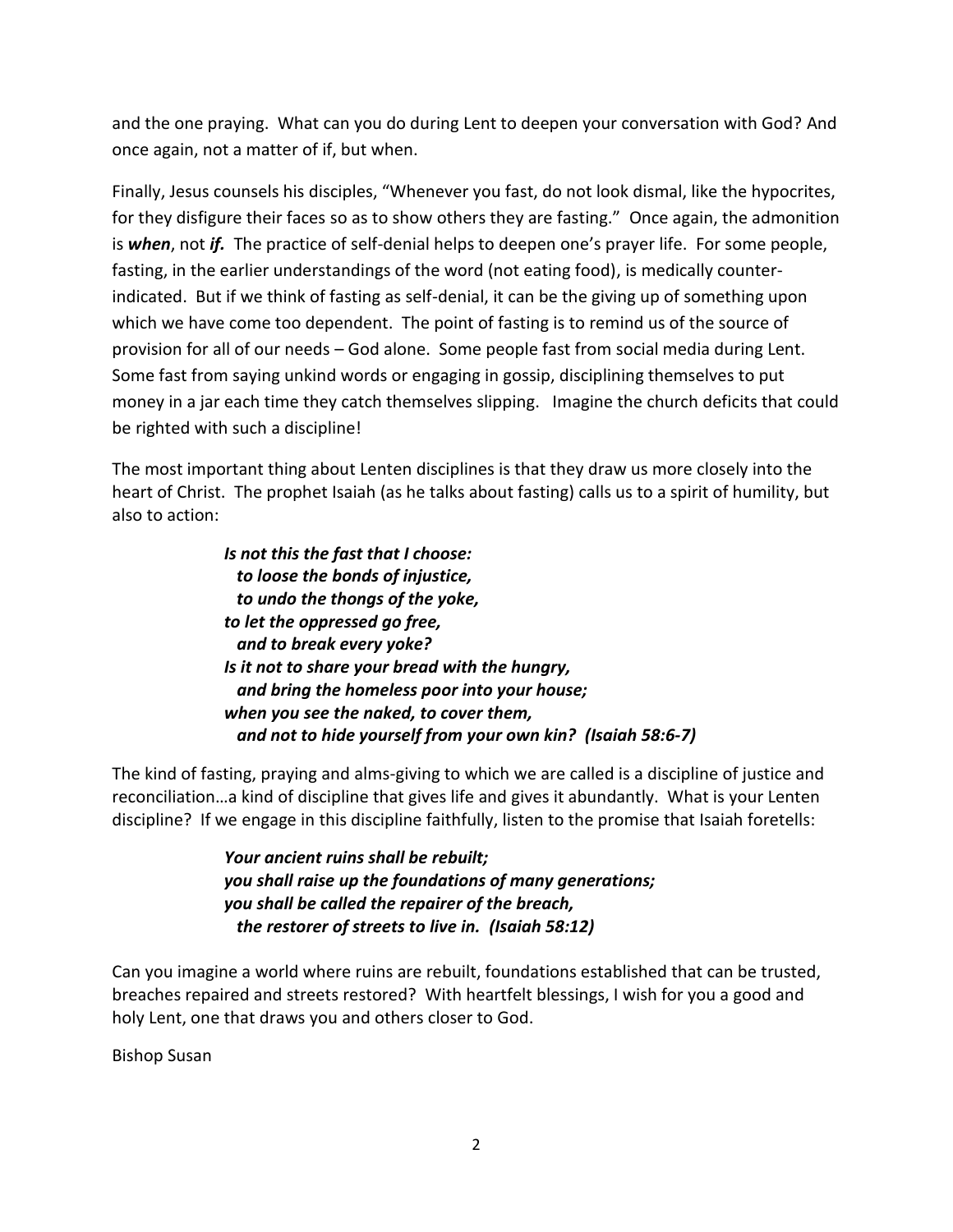and the one praying. What can you do during Lent to deepen your conversation with God? And once again, not a matter of if, but when.

Finally, Jesus counsels his disciples, "Whenever you fast, do not look dismal, like the hypocrites, for they disfigure their faces so as to show others they are fasting." Once again, the admonition is ***when***, not ***if.*** The practice of self-denial helps to deepen one's prayer life. For some people, fasting, in the earlier understandings of the word (not eating food), is medically counter-indicated. But if we think of fasting as self-denial, it can be the giving up of something upon which we have come too dependent. The point of fasting is to remind us of the source of provision for all of our needs – God alone. Some people fast from social media during Lent. Some fast from saying unkind words or engaging in gossip, disciplining themselves to put money in a jar each time they catch themselves slipping. Imagine the church deficits that could be righted with such a discipline!

The most important thing about Lenten disciplines is that they draw us more closely into the heart of Christ. The prophet Isaiah (as he talks about fasting) calls us to a spirit of humility, but also to action:

> ***Is not this the fast that I choose:***
> ***to loose the bonds of injustice,***
> ***to undo the thongs of the yoke,***
> ***to let the oppressed go free,***
> ***and to break every yoke?***
> ***Is it not to share your bread with the hungry,***
> ***and bring the homeless poor into your house;***
> ***when you see the naked, to cover them,***
> ***and not to hide yourself from your own kin? (Isaiah 58:6-7)***

The kind of fasting, praying and alms-giving to which we are called is a discipline of justice and reconciliation…a kind of discipline that gives life and gives it abundantly. What is your Lenten discipline? If we engage in this discipline faithfully, listen to the promise that Isaiah foretells:

> ***Your ancient ruins shall be rebuilt;***
> ***you shall raise up the foundations of many generations;***
> ***you shall be called the repairer of the breach,***
> ***the restorer of streets to live in. (Isaiah 58:12)***

Can you imagine a world where ruins are rebuilt, foundations established that can be trusted, breaches repaired and streets restored? With heartfelt blessings, I wish for you a good and holy Lent, one that draws you and others closer to God.

Bishop Susan